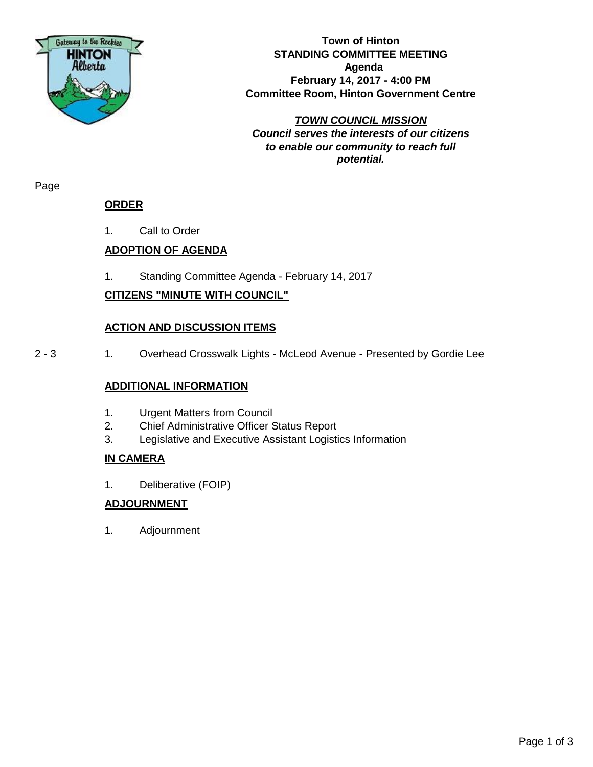**Town of Hinton**
**STANDING COMMITTEE MEETING**
**Agenda**
**February 14, 2017 - 4:00 PM**
**Committee Room, Hinton Government Centre**

***TOWN COUNCIL MISSION***
***Council serves the interests of our citizens to enable our community to reach full potential.***

Page

**ORDER**

1. Call to Order

**ADOPTION OF AGENDA**

1. Standing Committee Agenda - February 14, 2017

**CITIZENS "MINUTE WITH COUNCIL"**

**ACTION AND DISCUSSION ITEMS**

2 - 3 1. Overhead Crosswalk Lights - McLeod Avenue - Presented by Gordie Lee

**ADDITIONAL INFORMATION**

1. Urgent Matters from Council
2. Chief Administrative Officer Status Report
3. Legislative and Executive Assistant Logistics Information

**IN CAMERA**

1. Deliberative (FOIP)

**ADJOURNMENT**

1. Adjournment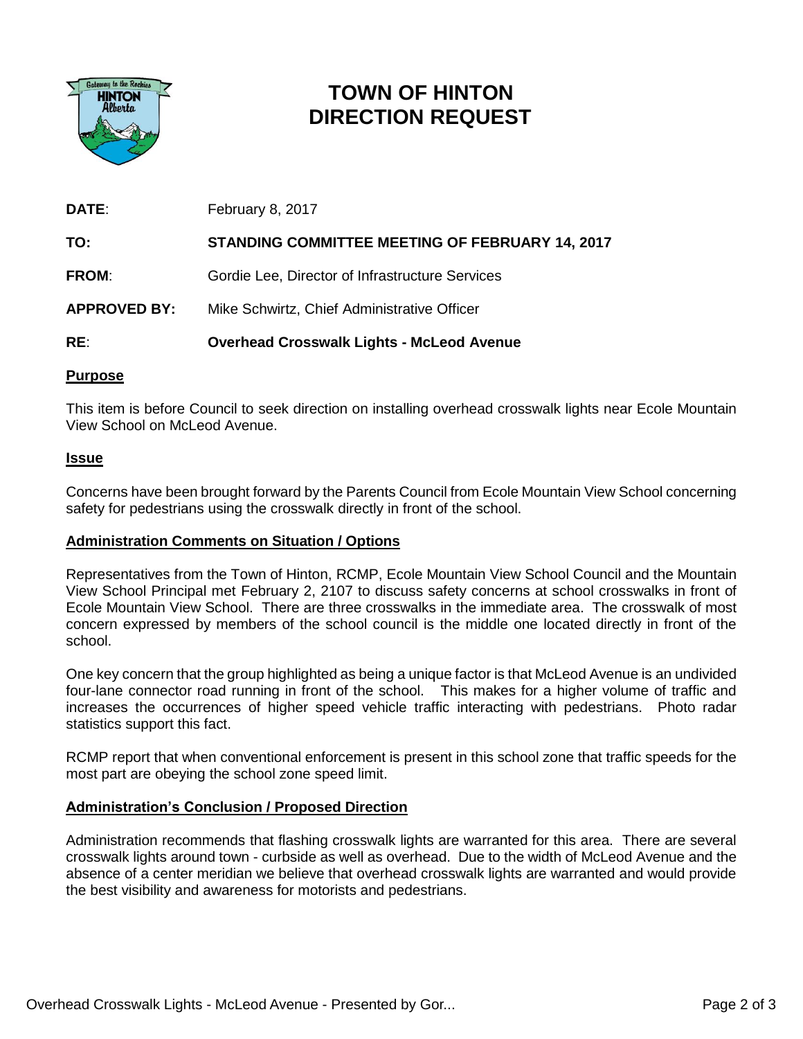# TOWN OF HINTON
# DIRECTION REQUEST

**DATE**: February 8, 2017

**TO:** **STANDING COMMITTEE MEETING OF FEBRUARY 14, 2017**

**FROM**: Gordie Lee, Director of Infrastructure Services

**APPROVED BY:** Mike Schwirtz, Chief Administrative Officer

**RE**: **Overhead Crosswalk Lights - McLeod Avenue**

## Purpose

This item is before Council to seek direction on installing overhead crosswalk lights near Ecole Mountain View School on McLeod Avenue.

## Issue

Concerns have been brought forward by the Parents Council from Ecole Mountain View School concerning safety for pedestrians using the crosswalk directly in front of the school.

## Administration Comments on Situation / Options

Representatives from the Town of Hinton, RCMP, Ecole Mountain View School Council and the Mountain View School Principal met February 2, 2107 to discuss safety concerns at school crosswalks in front of Ecole Mountain View School. There are three crosswalks in the immediate area. The crosswalk of most concern expressed by members of the school council is the middle one located directly in front of the school.

One key concern that the group highlighted as being a unique factor is that McLeod Avenue is an undivided four-lane connector road running in front of the school. This makes for a higher volume of traffic and increases the occurrences of higher speed vehicle traffic interacting with pedestrians. Photo radar statistics support this fact.

RCMP report that when conventional enforcement is present in this school zone that traffic speeds for the most part are obeying the school zone speed limit.

## Administration's Conclusion / Proposed Direction

Administration recommends that flashing crosswalk lights are warranted for this area. There are several crosswalk lights around town - curbside as well as overhead. Due to the width of McLeod Avenue and the absence of a center meridian we believe that overhead crosswalk lights are warranted and would provide the best visibility and awareness for motorists and pedestrians.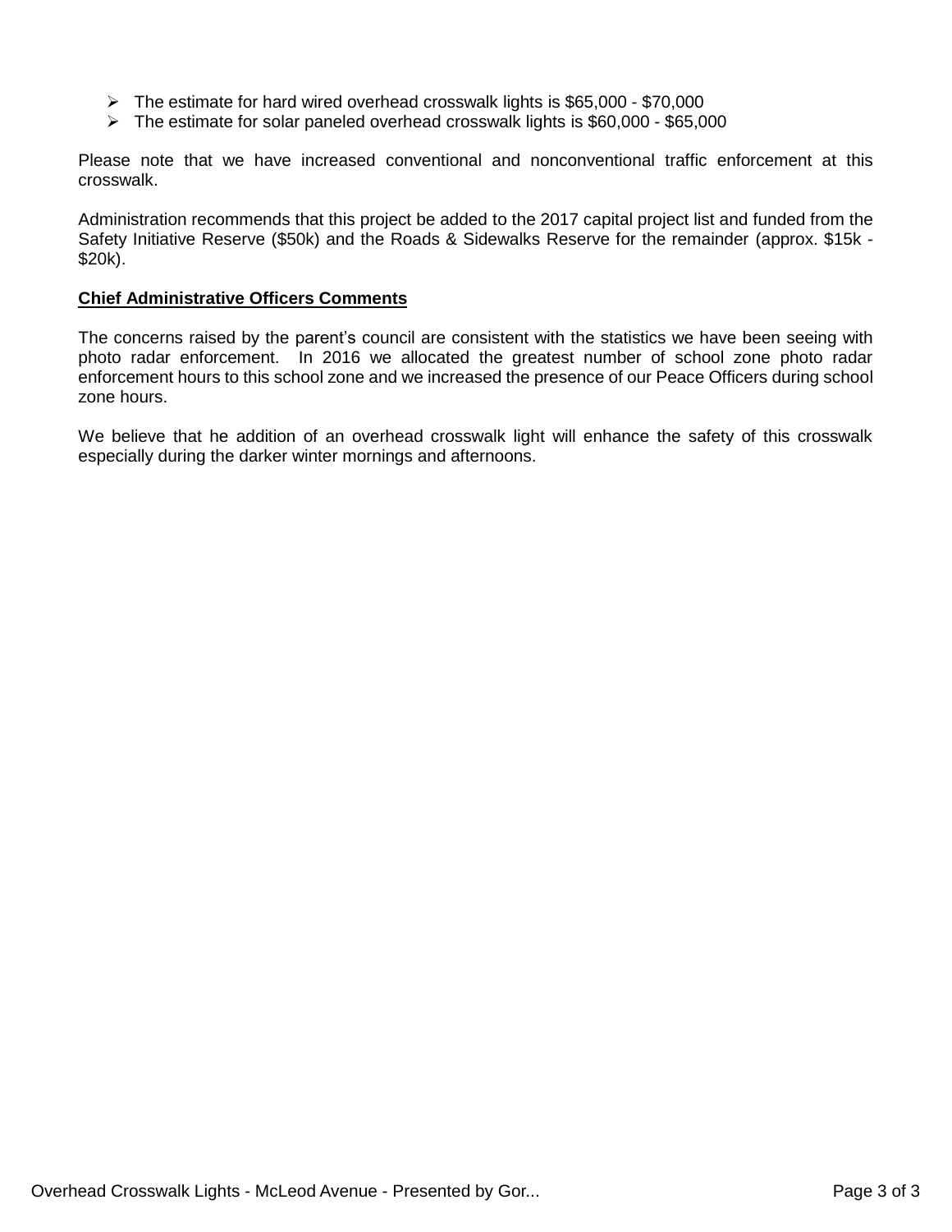- The estimate for hard wired overhead crosswalk lights is $65,000 - $70,000
- The estimate for solar paneled overhead crosswalk lights is $60,000 - $65,000

Please note that we have increased conventional and nonconventional traffic enforcement at this crosswalk.

Administration recommends that this project be added to the 2017 capital project list and funded from the Safety Initiative Reserve ($50k) and the Roads & Sidewalks Reserve for the remainder (approx. $15k - $20k).

**Chief Administrative Officers Comments**

The concerns raised by the parent's council are consistent with the statistics we have been seeing with photo radar enforcement. In 2016 we allocated the greatest number of school zone photo radar enforcement hours to this school zone and we increased the presence of our Peace Officers during school zone hours.

We believe that he addition of an overhead crosswalk light will enhance the safety of this crosswalk especially during the darker winter mornings and afternoons.